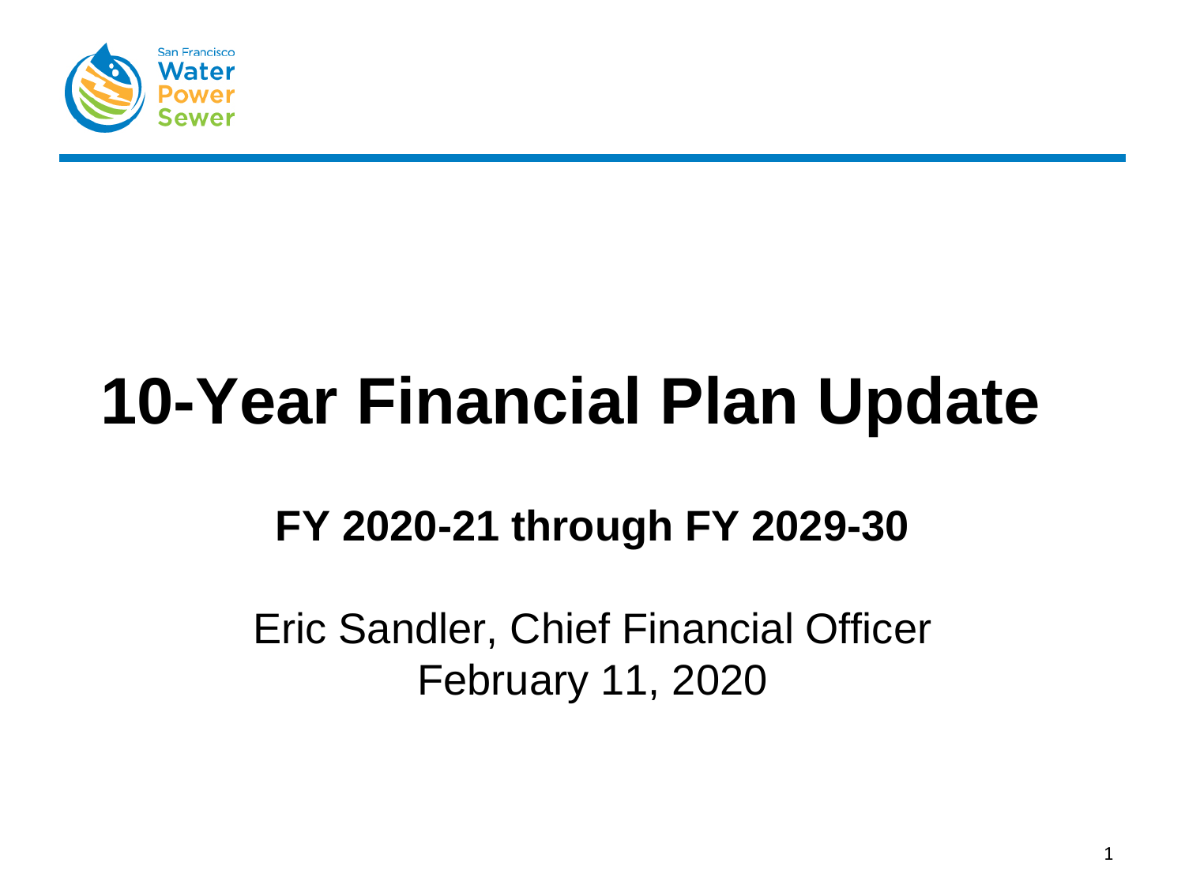# 10-Year Financial Plan Update

## FY 2020-21 through FY 2029-30

Eric Sandler, Chief Financial Officer
February 11, 2020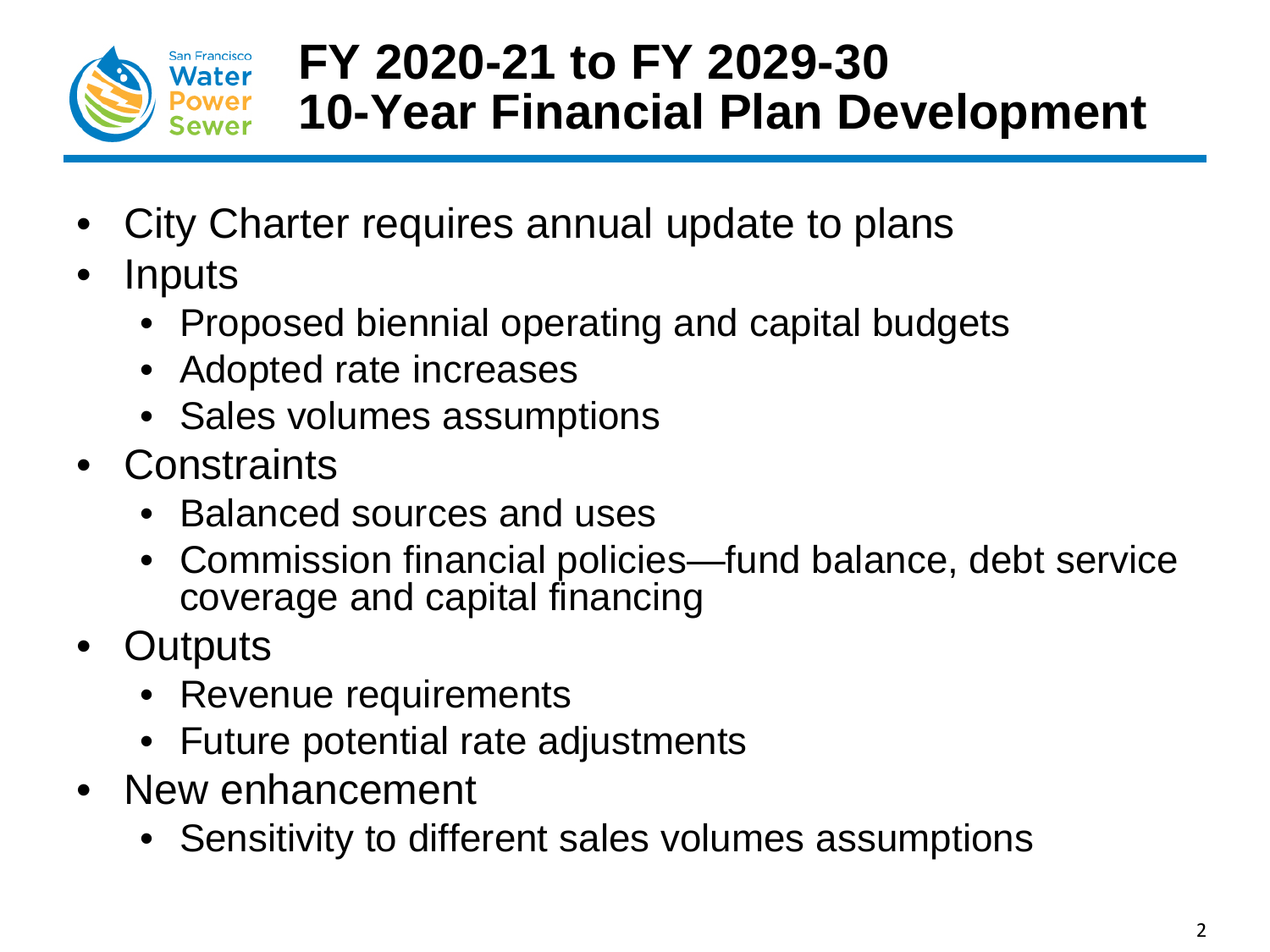# FY 2020-21 to FY 2029-30 10-Year Financial Plan Development

- City Charter requires annual update to plans
- Inputs
  - Proposed biennial operating and capital budgets
  - Adopted rate increases
  - Sales volumes assumptions
- Constraints
  - Balanced sources and uses
  - Commission financial policies—fund balance, debt service coverage and capital financing
- Outputs
  - Revenue requirements
  - Future potential rate adjustments
- New enhancement
  - Sensitivity to different sales volumes assumptions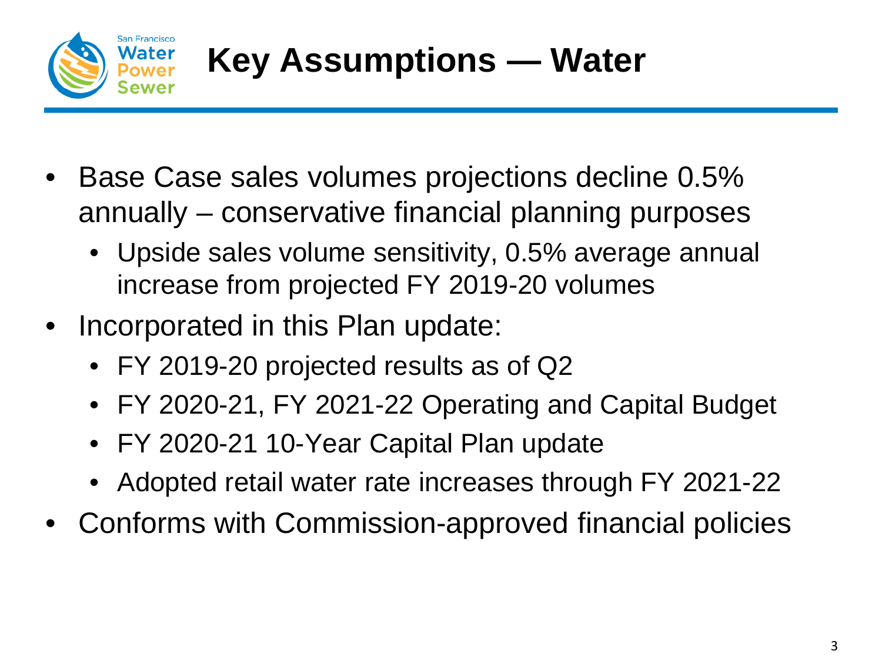# Key Assumptions — Water

- Base Case sales volumes projections decline 0.5% annually – conservative financial planning purposes
  - Upside sales volume sensitivity, 0.5% average annual increase from projected FY 2019-20 volumes
- Incorporated in this Plan update:
  - FY 2019-20 projected results as of Q2
  - FY 2020-21, FY 2021-22 Operating and Capital Budget
  - FY 2020-21 10-Year Capital Plan update
  - Adopted retail water rate increases through FY 2021-22
- Conforms with Commission-approved financial policies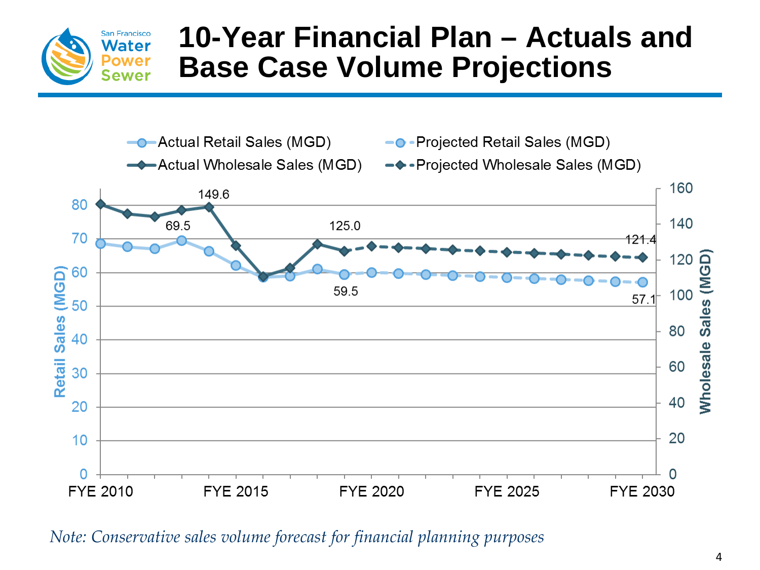# 10-Year Financial Plan – Actuals and Base Case Volume Projections

*Note: Conservative sales volume forecast for financial planning purposes*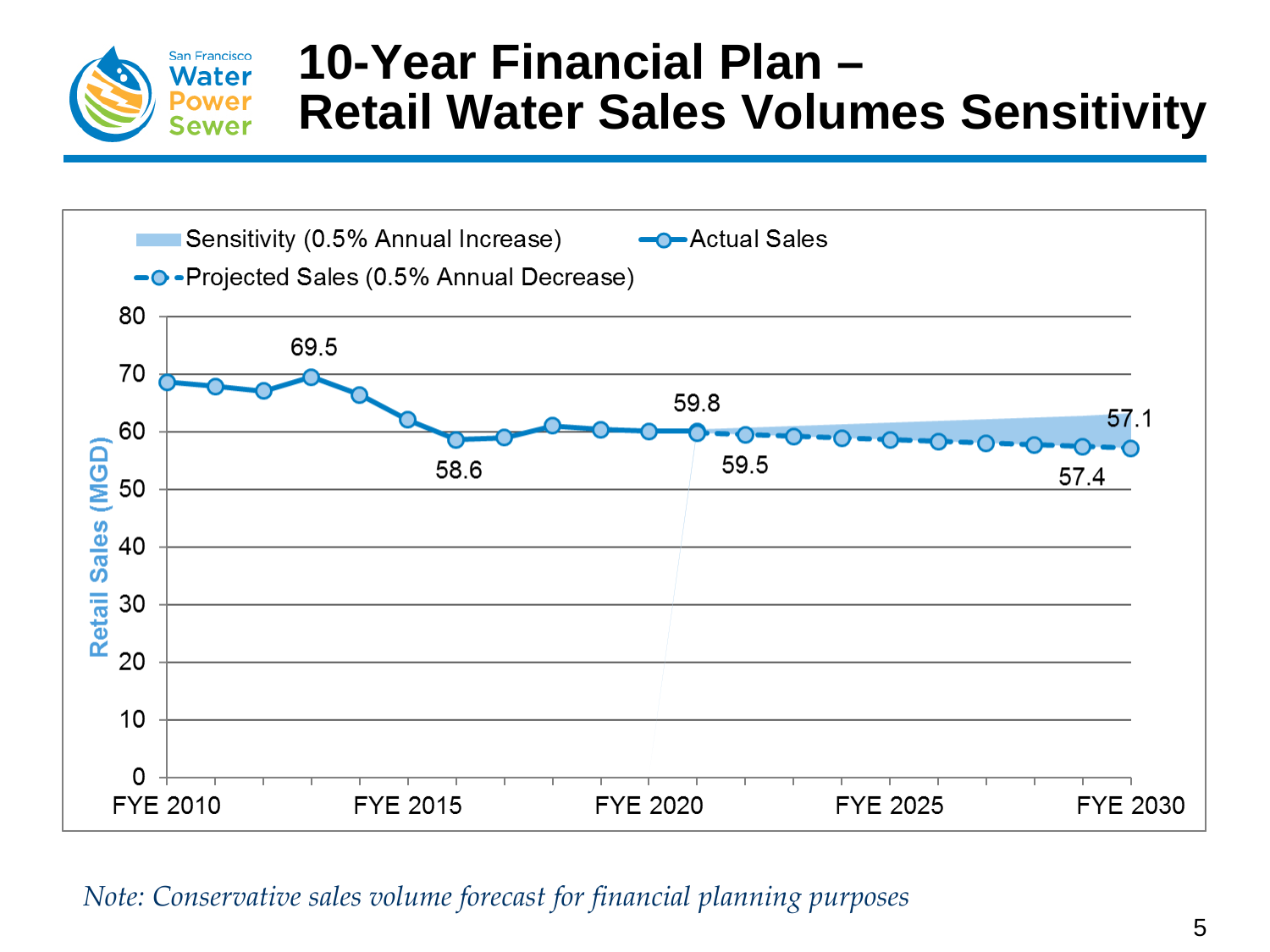# 10-Year Financial Plan – Retail Water Sales Volumes Sensitivity

Sensitivity (0.5% Annual Increase)
Actual Sales
Projected Sales (0.5% Annual Decrease)

Retail Sales (MGD)

80
70
60
50
40
30
20
10
0

69.5
58.6
59.8
59.5
57.4
57.1

FYE 2010
FYE 2015
FYE 2020
FYE 2025
FYE 2030

*Note: Conservative sales volume forecast for financial planning purposes*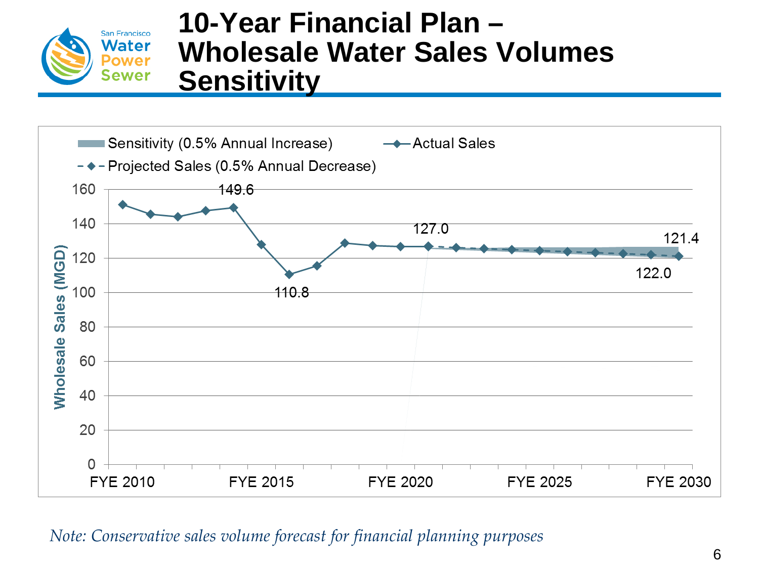# 10-Year Financial Plan – Wholesale Water Sales Volumes Sensitivity

Sensitivity (0.5% Annual Increase)

Actual Sales

Projected Sales (0.5% Annual Decrease)

Wholesale Sales (MGD)

160, 140, 120, 100, 80, 60, 40, 20, 0

FYE 2010, FYE 2015, FYE 2020, FYE 2025, FYE 2030

149.6

110.8

127.0

121.4

122.0

*Note: Conservative sales volume forecast for financial planning purposes*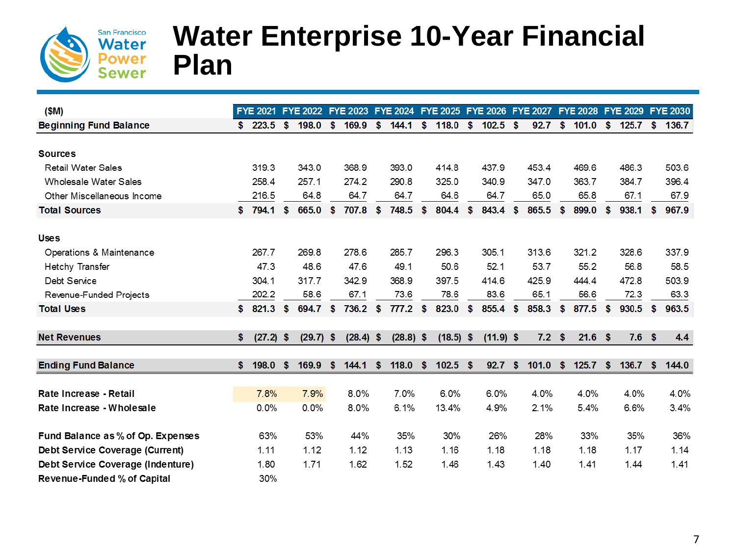# Water Enterprise 10-Year Financial Plan

| ($M) | FYE 2021 | FYE 2022 | FYE 2023 | FYE 2024 | FYE 2025 | FYE 2026 | FYE 2027 | FYE 2028 | FYE 2029 | FYE 2030 |
|---|---|---|---|---|---|---|---|---|---|---|
| **Beginning Fund Balance** | **$ 223.5** | **$ 198.0** | **$ 169.9** | **$ 144.1** | **$ 118.0** | **$ 102.5** | **$ 92.7** | **$ 101.0** | **$ 125.7** | **$ 136.7** |
| **Sources** | | | | | | | | | | |
| Retail Water Sales | 319.3 | 343.0 | 368.9 | 393.0 | 414.8 | 437.9 | 453.4 | 469.6 | 486.3 | 503.6 |
| Wholesale Water Sales | 258.4 | 257.1 | 274.2 | 290.8 | 325.0 | 340.9 | 347.0 | 363.7 | 384.7 | 396.4 |
| Other Miscellaneous Income | 216.5 | 64.8 | 64.7 | 64.7 | 64.6 | 64.7 | 65.0 | 65.8 | 67.1 | 67.9 |
| **Total Sources** | **$ 794.1** | **$ 665.0** | **$ 707.8** | **$ 748.5** | **$ 804.4** | **$ 843.4** | **$ 865.5** | **$ 899.0** | **$ 938.1** | **$ 967.9** |
| **Uses** | | | | | | | | | | |
| Operations & Maintenance | 267.7 | 269.8 | 278.6 | 285.7 | 296.3 | 305.1 | 313.6 | 321.2 | 328.6 | 337.9 |
| Hetchy Transfer | 47.3 | 48.6 | 47.6 | 49.1 | 50.6 | 52.1 | 53.7 | 55.2 | 56.8 | 58.5 |
| Debt Service | 304.1 | 317.7 | 342.9 | 368.9 | 397.5 | 414.6 | 425.9 | 444.4 | 472.8 | 503.9 |
| Revenue-Funded Projects | 202.2 | 58.6 | 67.1 | 73.6 | 78.6 | 83.6 | 65.1 | 56.6 | 72.3 | 63.3 |
| **Total Uses** | **$ 821.3** | **$ 694.7** | **$ 736.2** | **$ 777.2** | **$ 823.0** | **$ 855.4** | **$ 858.3** | **$ 877.5** | **$ 930.5** | **$ 963.5** |
| **Net Revenues** | **$ (27.2)** | **$ (29.7)** | **$ (28.4)** | **$ (28.8)** | **$ (18.5)** | **$ (11.9)** | **$ 7.2** | **$ 21.6** | **$ 7.6** | **$ 4.4** |
| **Ending Fund Balance** | **$ 198.0** | **$ 169.9** | **$ 144.1** | **$ 118.0** | **$ 102.5** | **$ 92.7** | **$ 101.0** | **$ 125.7** | **$ 136.7** | **$ 144.0** |
| **Rate Increase - Retail** | 7.8% | 7.9% | 8.0% | 7.0% | 6.0% | 6.0% | 4.0% | 4.0% | 4.0% | 4.0% |
| **Rate Increase - Wholesale** | 0.0% | 0.0% | 8.0% | 6.1% | 13.4% | 4.9% | 2.1% | 5.4% | 6.6% | 3.4% |
| **Fund Balance as % of Op. Expenses** | 63% | 53% | 44% | 35% | 30% | 26% | 28% | 33% | 35% | 36% |
| **Debt Service Coverage (Current)** | 1.11 | 1.12 | 1.12 | 1.13 | 1.16 | 1.18 | 1.18 | 1.18 | 1.17 | 1.14 |
| **Debt Service Coverage (Indenture)** | 1.80 | 1.71 | 1.62 | 1.52 | 1.46 | 1.43 | 1.40 | 1.41 | 1.44 | 1.41 |
| **Revenue-Funded % of Capital** | 30% | | | | | | | | | |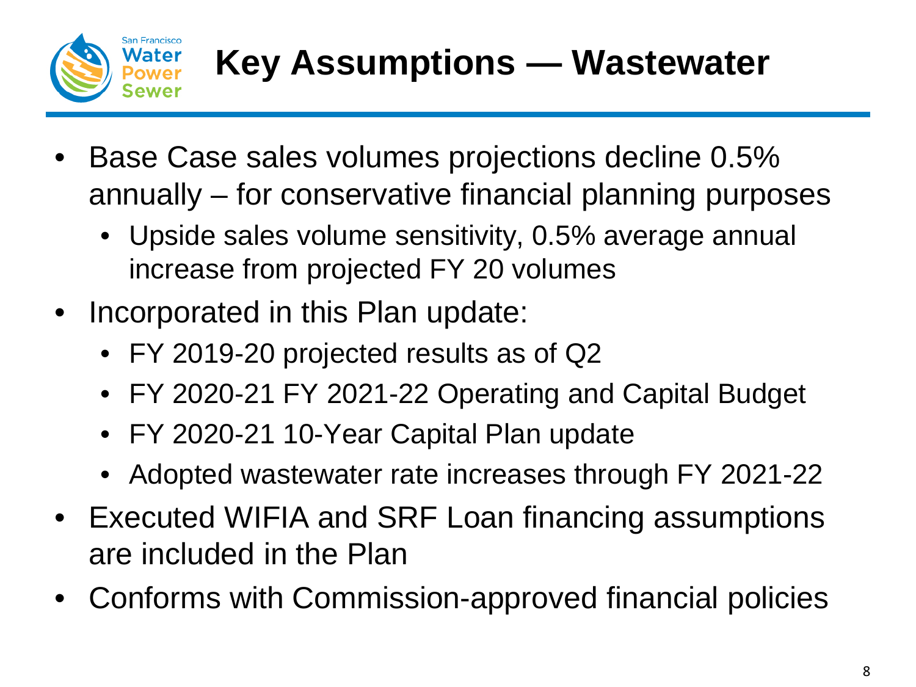# Key Assumptions — Wastewater

- Base Case sales volumes projections decline 0.5% annually – for conservative financial planning purposes
  - Upside sales volume sensitivity, 0.5% average annual increase from projected FY 20 volumes
- Incorporated in this Plan update:
  - FY 2019-20 projected results as of Q2
  - FY 2020-21 FY 2021-22 Operating and Capital Budget
  - FY 2020-21 10-Year Capital Plan update
  - Adopted wastewater rate increases through FY 2021-22
- Executed WIFIA and SRF Loan financing assumptions are included in the Plan
- Conforms with Commission-approved financial policies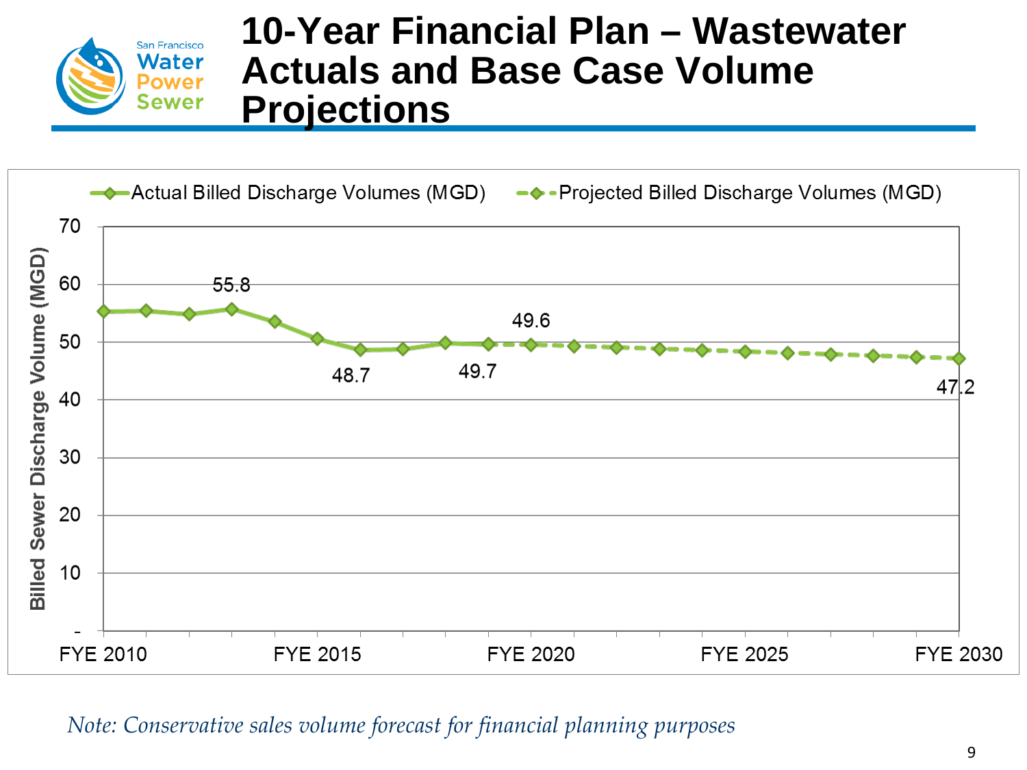# 10-Year Financial Plan – Wastewater Actuals and Base Case Volume Projections

Actual Billed Discharge Volumes (MGD) — Projected Billed Discharge Volumes (MGD)

Billed Sewer Discharge Volume (MGD)

70, 60, 50, 40, 30, 20, 10, -

55.8, 48.7, 49.7, 49.6, 47.2

FYE 2010, FYE 2015, FYE 2020, FYE 2025, FYE 2030

*Note: Conservative sales volume forecast for financial planning purposes*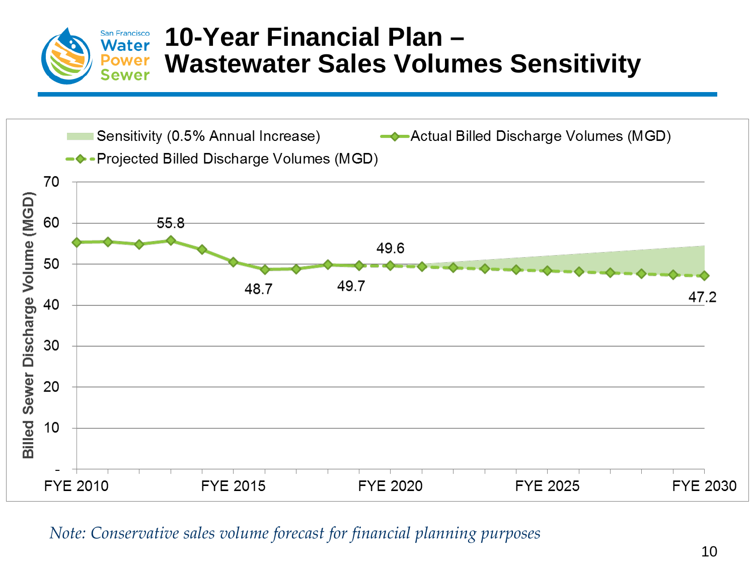# 10-Year Financial Plan – Wastewater Sales Volumes Sensitivity

Sensitivity (0.5% Annual Increase)

Actual Billed Discharge Volumes (MGD)

Projected Billed Discharge Volumes (MGD)

Billed Sewer Discharge Volume (MGD)

70, 60, 50, 40, 30, 20, 10, -

55.8

49.6

48.7

49.7

47.2

FYE 2010, FYE 2015, FYE 2020, FYE 2025, FYE 2030

*Note: Conservative sales volume forecast for financial planning purposes*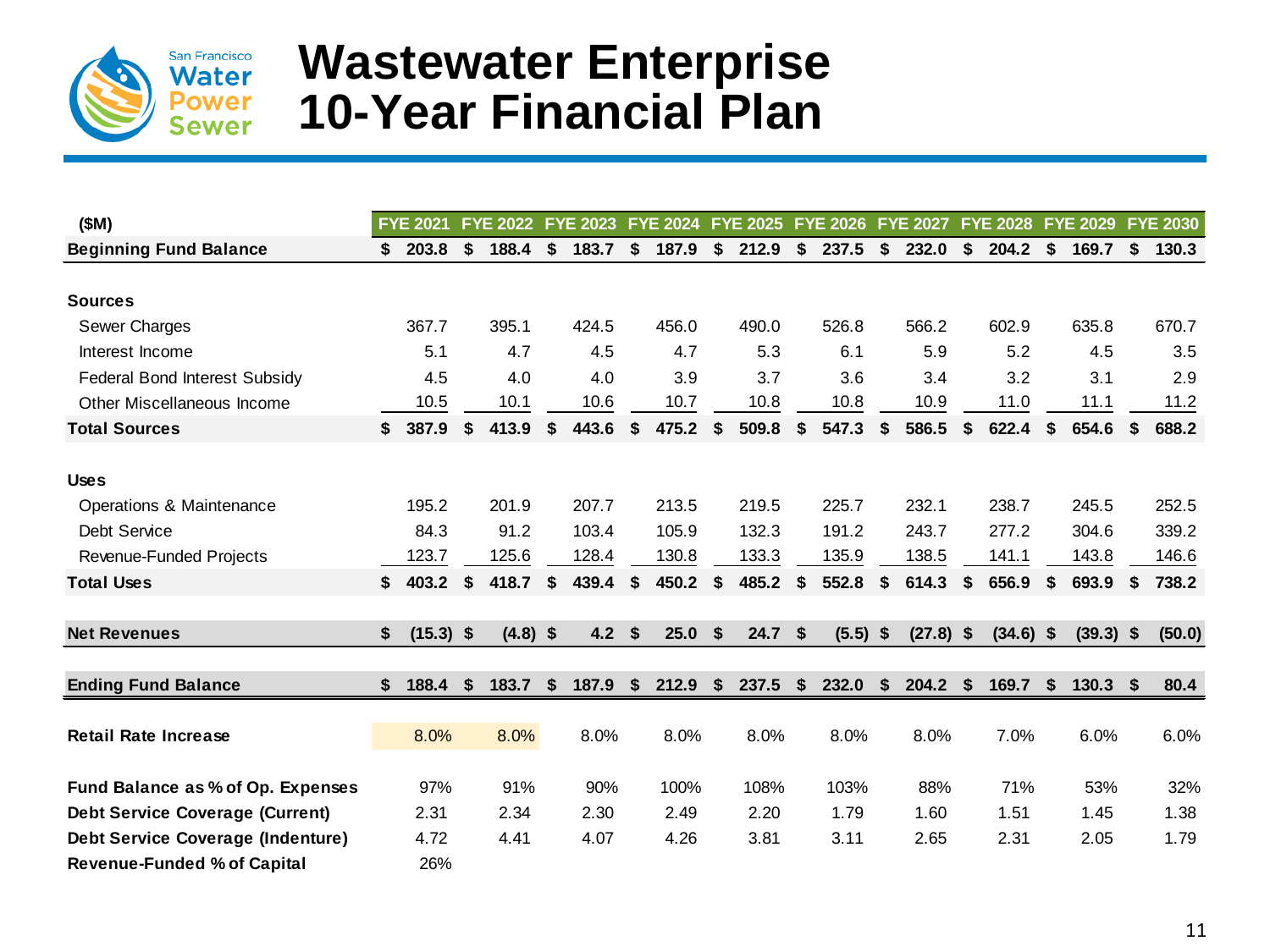# Wastewater Enterprise 10-Year Financial Plan

| ($M) | FYE 2021 | FYE 2022 | FYE 2023 | FYE 2024 | FYE 2025 | FYE 2026 | FYE 2027 | FYE 2028 | FYE 2029 | FYE 2030 |
|---|---|---|---|---|---|---|---|---|---|---|
| **Beginning Fund Balance** | **$ 203.8** | **$ 188.4** | **$ 183.7** | **$ 187.9** | **$ 212.9** | **$ 237.5** | **$ 232.0** | **$ 204.2** | **$ 169.7** | **$ 130.3** |
| **Sources** | | | | | | | | | | |
| Sewer Charges | 367.7 | 395.1 | 424.5 | 456.0 | 490.0 | 526.8 | 566.2 | 602.9 | 635.8 | 670.7 |
| Interest Income | 5.1 | 4.7 | 4.5 | 4.7 | 5.3 | 6.1 | 5.9 | 5.2 | 4.5 | 3.5 |
| Federal Bond Interest Subsidy | 4.5 | 4.0 | 4.0 | 3.9 | 3.7 | 3.6 | 3.4 | 3.2 | 3.1 | 2.9 |
| Other Miscellaneous Income | 10.5 | 10.1 | 10.6 | 10.7 | 10.8 | 10.8 | 10.9 | 11.0 | 11.1 | 11.2 |
| **Total Sources** | **$ 387.9** | **$ 413.9** | **$ 443.6** | **$ 475.2** | **$ 509.8** | **$ 547.3** | **$ 586.5** | **$ 622.4** | **$ 654.6** | **$ 688.2** |
| **Uses** | | | | | | | | | | |
| Operations & Maintenance | 195.2 | 201.9 | 207.7 | 213.5 | 219.5 | 225.7 | 232.1 | 238.7 | 245.5 | 252.5 |
| Debt Service | 84.3 | 91.2 | 103.4 | 105.9 | 132.3 | 191.2 | 243.7 | 277.2 | 304.6 | 339.2 |
| Revenue-Funded Projects | 123.7 | 125.6 | 128.4 | 130.8 | 133.3 | 135.9 | 138.5 | 141.1 | 143.8 | 146.6 |
| **Total Uses** | **$ 403.2** | **$ 418.7** | **$ 439.4** | **$ 450.2** | **$ 485.2** | **$ 552.8** | **$ 614.3** | **$ 656.9** | **$ 693.9** | **$ 738.2** |
| **Net Revenues** | **$ (15.3)** | **$ (4.8)** | **$ 4.2** | **$ 25.0** | **$ 24.7** | **$ (5.5)** | **$ (27.8)** | **$ (34.6)** | **$ (39.3)** | **$ (50.0)** |
| **Ending Fund Balance** | **$ 188.4** | **$ 183.7** | **$ 187.9** | **$ 212.9** | **$ 237.5** | **$ 232.0** | **$ 204.2** | **$ 169.7** | **$ 130.3** | **$ 80.4** |
| **Retail Rate Increase** | 8.0% | 8.0% | 8.0% | 8.0% | 8.0% | 8.0% | 8.0% | 7.0% | 6.0% | 6.0% |
| **Fund Balance as % of Op. Expenses** | 97% | 91% | 90% | 100% | 108% | 103% | 88% | 71% | 53% | 32% |
| **Debt Service Coverage (Current)** | 2.31 | 2.34 | 2.30 | 2.49 | 2.20 | 1.79 | 1.60 | 1.51 | 1.45 | 1.38 |
| **Debt Service Coverage (Indenture)** | 4.72 | 4.41 | 4.07 | 4.26 | 3.81 | 3.11 | 2.65 | 2.31 | 2.05 | 1.79 |
| **Revenue-Funded % of Capital** | 26% | | | | | | | | | |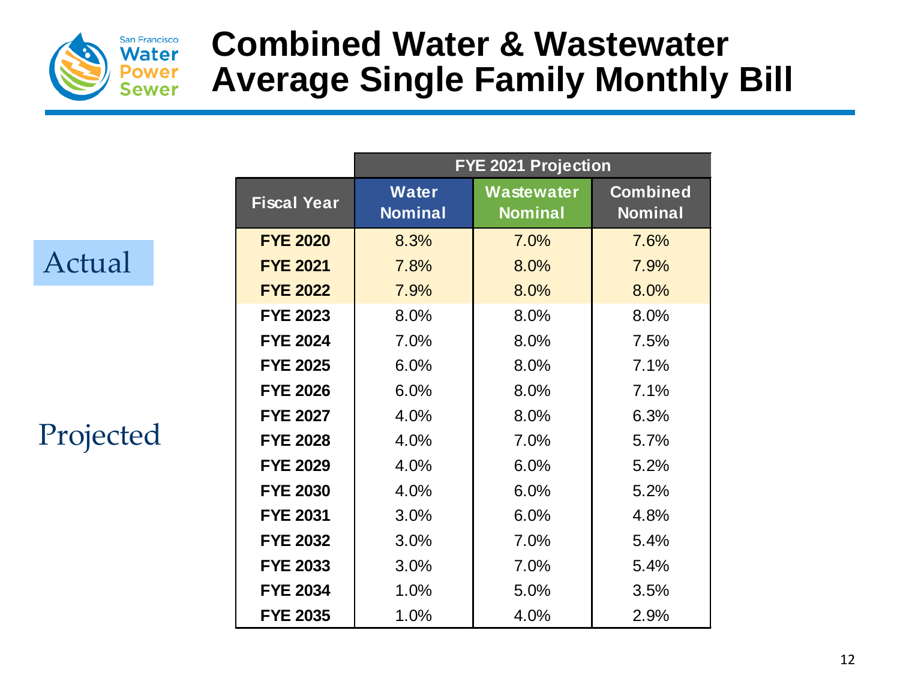# Combined Water & Wastewater Average Single Family Monthly Bill

| | Fiscal Year | FYE 2021 Projection | | |
|---|---|---|---|---|
| | | Water Nominal | Wastewater Nominal | Combined Nominal |
| Actual | FYE 2020 | 8.3% | 7.0% | 7.6% |
| | FYE 2021 | 7.8% | 8.0% | 7.9% |
| | FYE 2022 | 7.9% | 8.0% | 8.0% |
| Projected | FYE 2023 | 8.0% | 8.0% | 8.0% |
| | FYE 2024 | 7.0% | 8.0% | 7.5% |
| | FYE 2025 | 6.0% | 8.0% | 7.1% |
| | FYE 2026 | 6.0% | 8.0% | 7.1% |
| | FYE 2027 | 4.0% | 8.0% | 6.3% |
| | FYE 2028 | 4.0% | 7.0% | 5.7% |
| | FYE 2029 | 4.0% | 6.0% | 5.2% |
| | FYE 2030 | 4.0% | 6.0% | 5.2% |
| | FYE 2031 | 3.0% | 6.0% | 4.8% |
| | FYE 2032 | 3.0% | 7.0% | 5.4% |
| | FYE 2033 | 3.0% | 7.0% | 5.4% |
| | FYE 2034 | 1.0% | 5.0% | 3.5% |
| | FYE 2035 | 1.0% | 4.0% | 2.9% |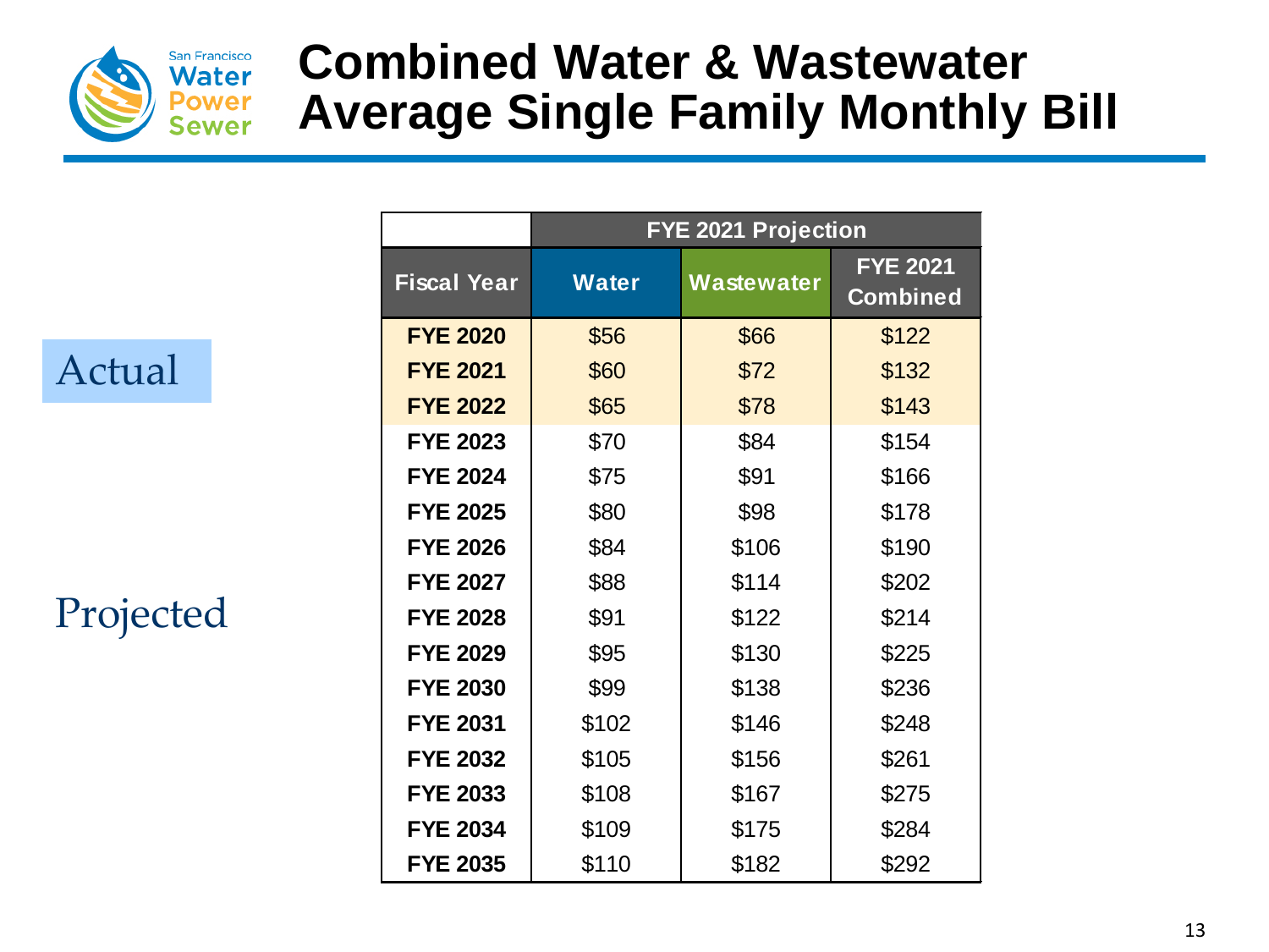# Combined Water & Wastewater Average Single Family Monthly Bill

| | FYE 2021 Projection | | |
|---|---|---|---|
| **Fiscal Year** | **Water** | **Wastewater** | **FYE 2021 Combined** |
| **FYE 2020** | $56 | $66 | $122 |
| **FYE 2021** | $60 | $72 | $132 |
| **FYE 2022** | $65 | $78 | $143 |
| **FYE 2023** | $70 | $84 | $154 |
| **FYE 2024** | $75 | $91 | $166 |
| **FYE 2025** | $80 | $98 | $178 |
| **FYE 2026** | $84 | $106 | $190 |
| **FYE 2027** | $88 | $114 | $202 |
| **FYE 2028** | $91 | $122 | $214 |
| **FYE 2029** | $95 | $130 | $225 |
| **FYE 2030** | $99 | $138 | $236 |
| **FYE 2031** | $102 | $146 | $248 |
| **FYE 2032** | $105 | $156 | $261 |
| **FYE 2033** | $108 | $167 | $275 |
| **FYE 2034** | $109 | $175 | $284 |
| **FYE 2035** | $110 | $182 | $292 |

Actual: FYE 2020 – FYE 2022

Projected: FYE 2023 – FYE 2035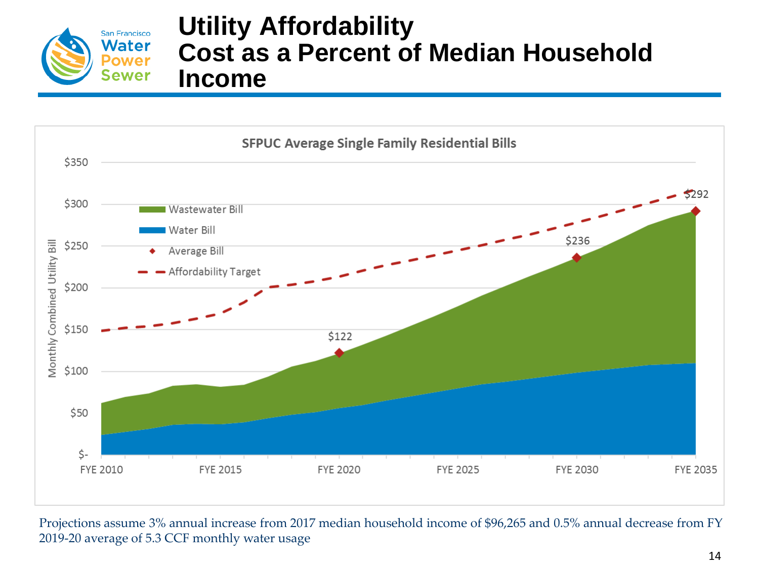# Utility Affordability
# Cost as a Percent of Median Household Income

**SFPUC Average Single Family Residential Bills**

- Wastewater Bill
- Water Bill
- Average Bill
- Affordability Target

Monthly Combined Utility Bill: $122 (FYE 2020), $236 (FYE 2030), $292 (FYE 2035)

Projections assume 3% annual increase from 2017 median household income of $96,265 and 0.5% annual decrease from FY 2019-20 average of 5.3 CCF monthly water usage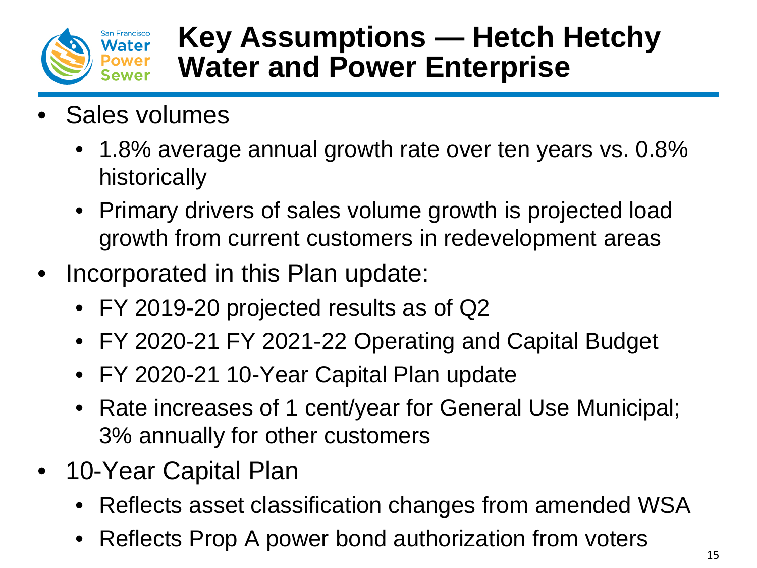# Key Assumptions — Hetch Hetchy Water and Power Enterprise

- Sales volumes
  - 1.8% average annual growth rate over ten years vs. 0.8% historically
  - Primary drivers of sales volume growth is projected load growth from current customers in redevelopment areas
- Incorporated in this Plan update:
  - FY 2019-20 projected results as of Q2
  - FY 2020-21 FY 2021-22 Operating and Capital Budget
  - FY 2020-21 10-Year Capital Plan update
  - Rate increases of 1 cent/year for General Use Municipal; 3% annually for other customers
- 10-Year Capital Plan
  - Reflects asset classification changes from amended WSA
  - Reflects Prop A power bond authorization from voters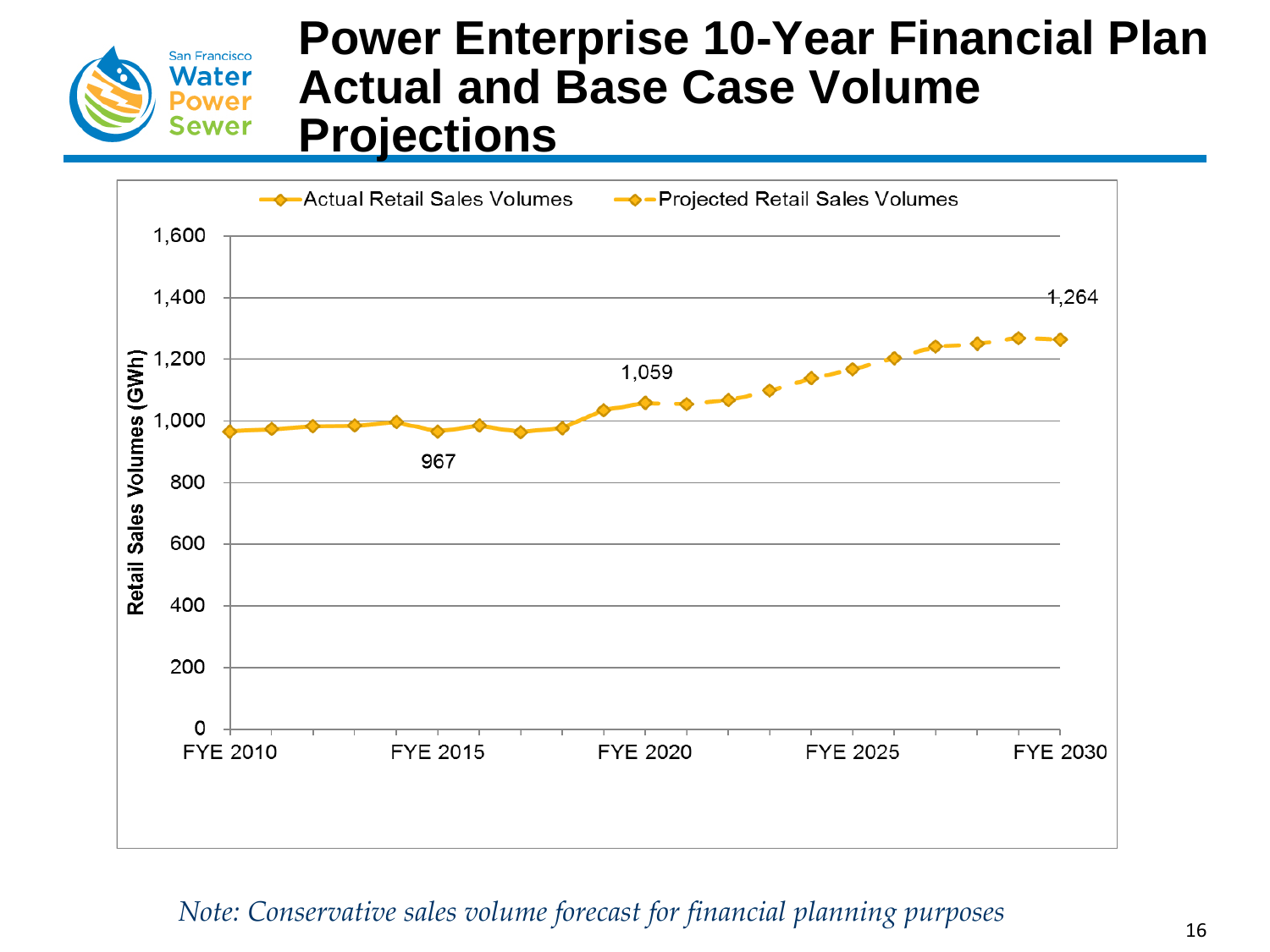# Power Enterprise 10-Year Financial Plan Actual and Base Case Volume Projections

Actual Retail Sales Volumes — Projected Retail Sales Volumes

Retail Sales Volumes (GWh)

1,600
1,400
1,200
1,000
800
600
400
200
0

967
1,059
1,264

FYE 2010 FYE 2015 FYE 2020 FYE 2025 FYE 2030

*Note: Conservative sales volume forecast for financial planning purposes*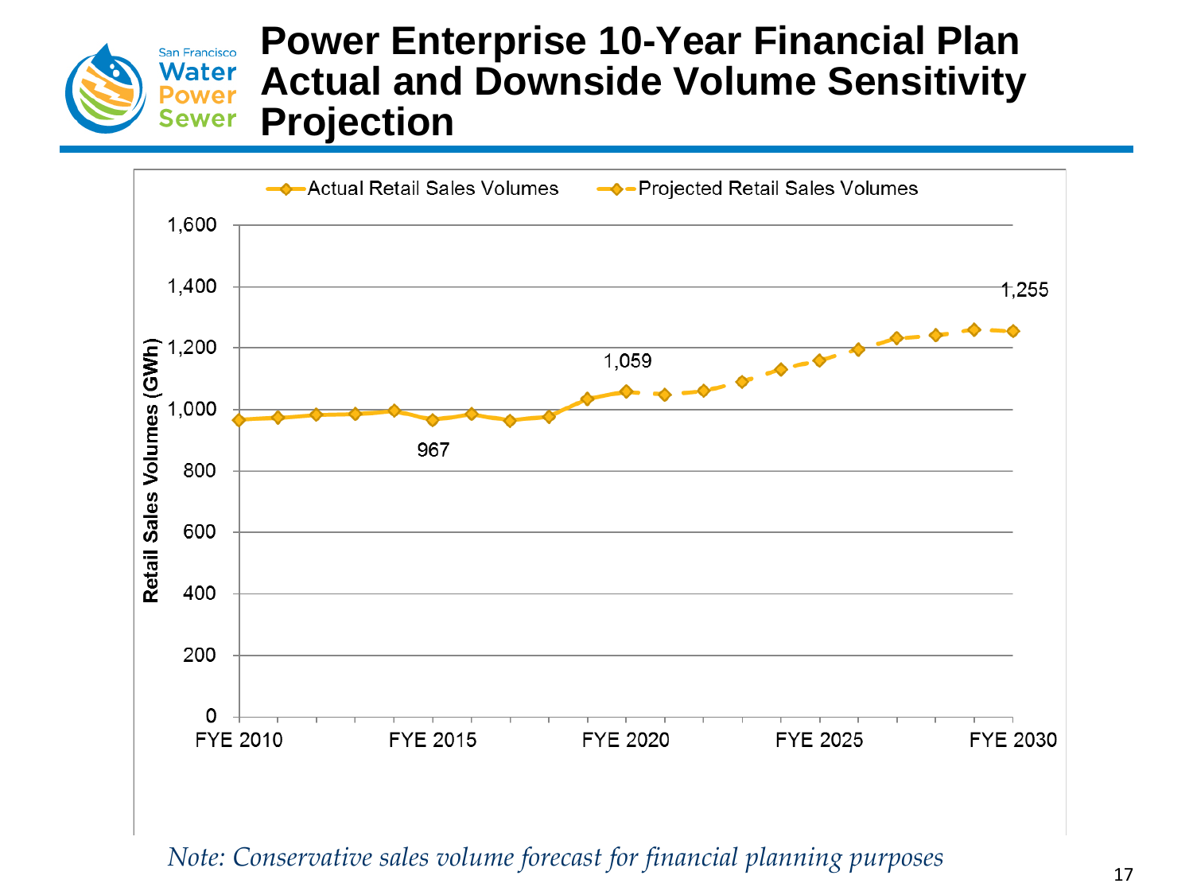# Power Enterprise 10-Year Financial Plan Actual and Downside Volume Sensitivity Projection

Actual Retail Sales Volumes | Projected Retail Sales Volumes

Retail Sales Volumes (GWh)

1,600
1,400
1,200
1,000
800
600
400
200
0

FYE 2010 | FYE 2015 | FYE 2020 | FYE 2025 | FYE 2030

967

1,059

1,255

*Note: Conservative sales volume forecast for financial planning purposes*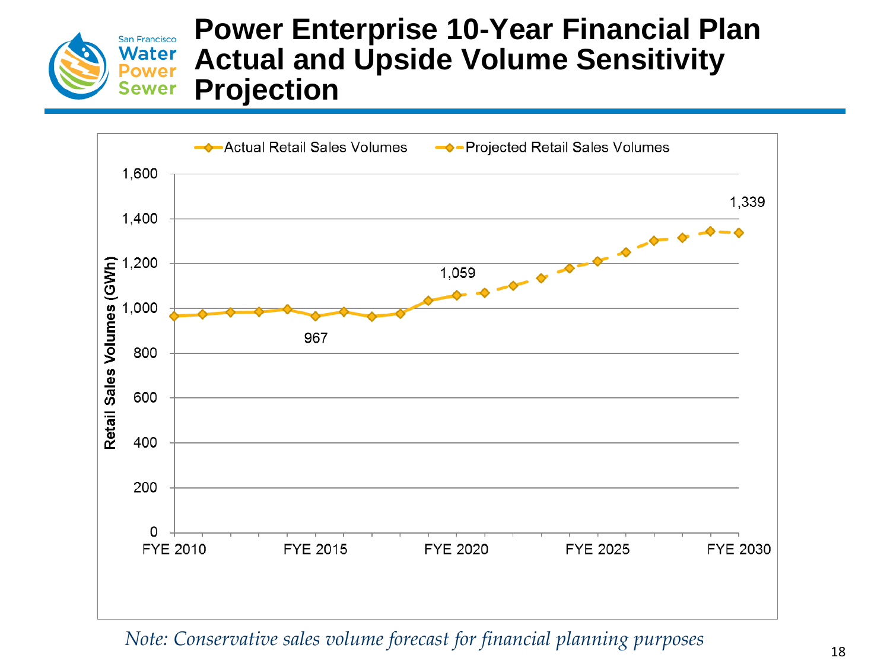# Power Enterprise 10-Year Financial Plan Actual and Upside Volume Sensitivity Projection

Actual Retail Sales Volumes — Projected Retail Sales Volumes

Retail Sales Volumes (GWh)

1,600
1,400
1,200
1,000
800
600
400
200
0

967

1,059

1,339

FYE 2010 FYE 2015 FYE 2020 FYE 2025 FYE 2030

*Note: Conservative sales volume forecast for financial planning purposes*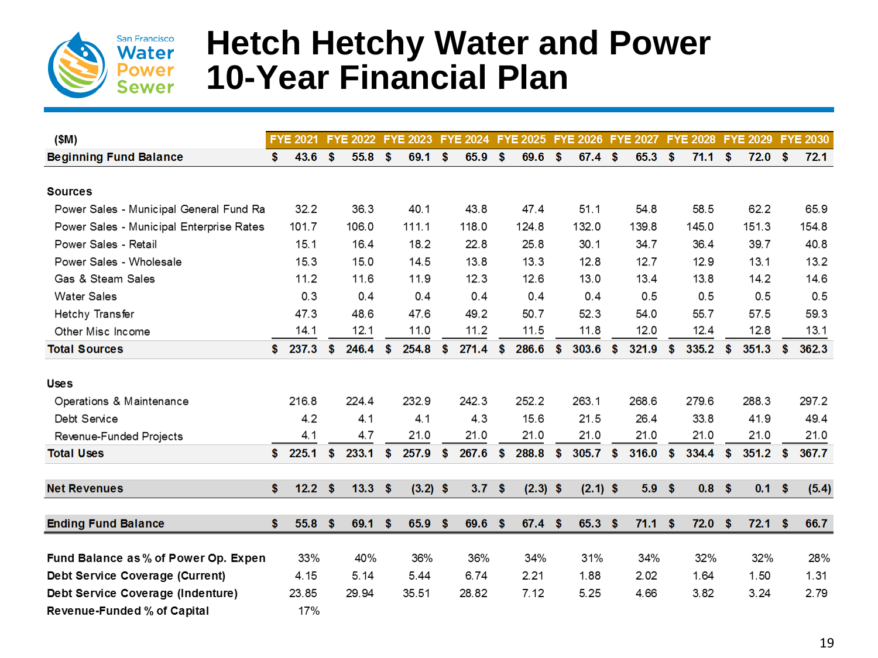# Hetch Hetchy Water and Power 10-Year Financial Plan

| ($M) | FYE 2021 | FYE 2022 | FYE 2023 | FYE 2024 | FYE 2025 | FYE 2026 | FYE 2027 | FYE 2028 | FYE 2029 | FYE 2030 |
|---|---|---|---|---|---|---|---|---|---|---|
| **Beginning Fund Balance** | $ 43.6 | $ 55.8 | $ 69.1 | $ 65.9 | $ 69.6 | $ 67.4 | $ 65.3 | $ 71.1 | $ 72.0 | $ 72.1 |
| **Sources** | | | | | | | | | | |
| Power Sales - Municipal General Fund Ra | 32.2 | 36.3 | 40.1 | 43.8 | 47.4 | 51.1 | 54.8 | 58.5 | 62.2 | 65.9 |
| Power Sales - Municipal Enterprise Rates | 101.7 | 106.0 | 111.1 | 118.0 | 124.8 | 132.0 | 139.8 | 145.0 | 151.3 | 154.8 |
| Power Sales - Retail | 15.1 | 16.4 | 18.2 | 22.8 | 25.8 | 30.1 | 34.7 | 36.4 | 39.7 | 40.8 |
| Power Sales - Wholesale | 15.3 | 15.0 | 14.5 | 13.8 | 13.3 | 12.8 | 12.7 | 12.9 | 13.1 | 13.2 |
| Gas & Steam Sales | 11.2 | 11.6 | 11.9 | 12.3 | 12.6 | 13.0 | 13.4 | 13.8 | 14.2 | 14.6 |
| Water Sales | 0.3 | 0.4 | 0.4 | 0.4 | 0.4 | 0.4 | 0.5 | 0.5 | 0.5 | 0.5 |
| Hetchy Transfer | 47.3 | 48.6 | 47.6 | 49.2 | 50.7 | 52.3 | 54.0 | 55.7 | 57.5 | 59.3 |
| Other Misc Income | 14.1 | 12.1 | 11.0 | 11.2 | 11.5 | 11.8 | 12.0 | 12.4 | 12.8 | 13.1 |
| **Total Sources** | $ 237.3 | $ 246.4 | $ 254.8 | $ 271.4 | $ 286.6 | $ 303.6 | $ 321.9 | $ 335.2 | $ 351.3 | $ 362.3 |
| **Uses** | | | | | | | | | | |
| Operations & Maintenance | 216.8 | 224.4 | 232.9 | 242.3 | 252.2 | 263.1 | 268.6 | 279.6 | 288.3 | 297.2 |
| Debt Service | 4.2 | 4.1 | 4.1 | 4.3 | 15.6 | 21.5 | 26.4 | 33.8 | 41.9 | 49.4 |
| Revenue-Funded Projects | 4.1 | 4.7 | 21.0 | 21.0 | 21.0 | 21.0 | 21.0 | 21.0 | 21.0 | 21.0 |
| **Total Uses** | $ 225.1 | $ 233.1 | $ 257.9 | $ 267.6 | $ 288.8 | $ 305.7 | $ 316.0 | $ 334.4 | $ 351.2 | $ 367.7 |
| **Net Revenues** | $ 12.2 | $ 13.3 | $ (3.2) | $ 3.7 | $ (2.3) | $ (2.1) | $ 5.9 | $ 0.8 | $ 0.1 | $ (5.4) |
| **Ending Fund Balance** | $ 55.8 | $ 69.1 | $ 65.9 | $ 69.6 | $ 67.4 | $ 65.3 | $ 71.1 | $ 72.0 | $ 72.1 | $ 66.7 |
| **Fund Balance as % of Power Op. Expen** | 33% | 40% | 36% | 36% | 34% | 31% | 34% | 32% | 32% | 28% |
| **Debt Service Coverage (Current)** | 4.15 | 5.14 | 5.44 | 6.74 | 2.21 | 1.88 | 2.02 | 1.64 | 1.50 | 1.31 |
| **Debt Service Coverage (Indenture)** | 23.85 | 29.94 | 35.51 | 28.82 | 7.12 | 5.25 | 4.66 | 3.82 | 3.24 | 2.79 |
| **Revenue-Funded % of Capital** | 17% | | | | | | | | | |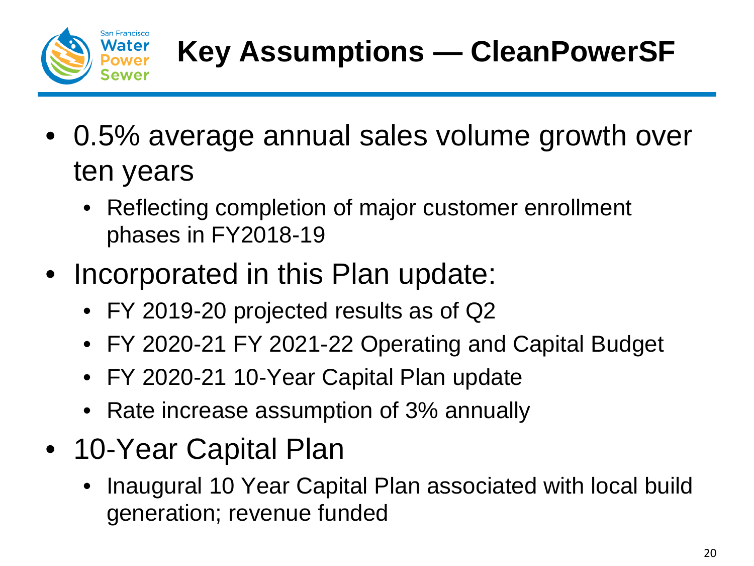# Key Assumptions — CleanPowerSF

- 0.5% average annual sales volume growth over ten years
  - Reflecting completion of major customer enrollment phases in FY2018-19
- Incorporated in this Plan update:
  - FY 2019-20 projected results as of Q2
  - FY 2020-21 FY 2021-22 Operating and Capital Budget
  - FY 2020-21 10-Year Capital Plan update
  - Rate increase assumption of 3% annually
- 10-Year Capital Plan
  - Inaugural 10 Year Capital Plan associated with local build generation; revenue funded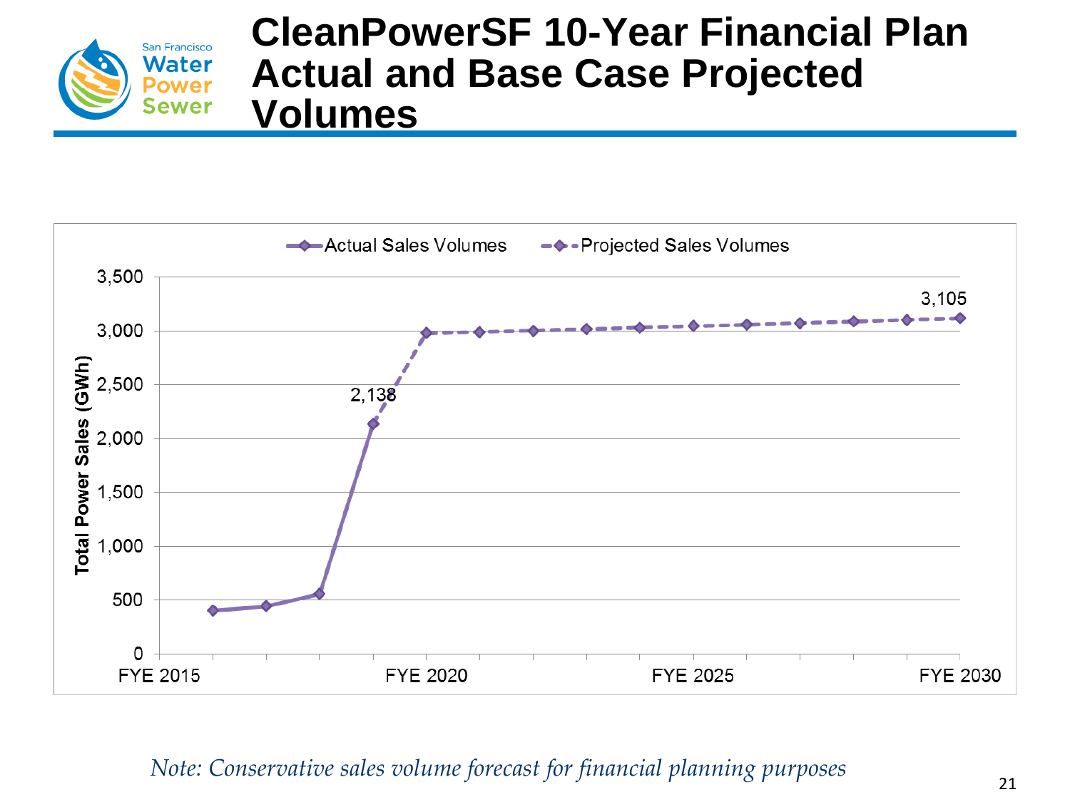# CleanPowerSF 10-Year Financial Plan Actual and Base Case Projected Volumes

*Note: Conservative sales volume forecast for financial planning purposes*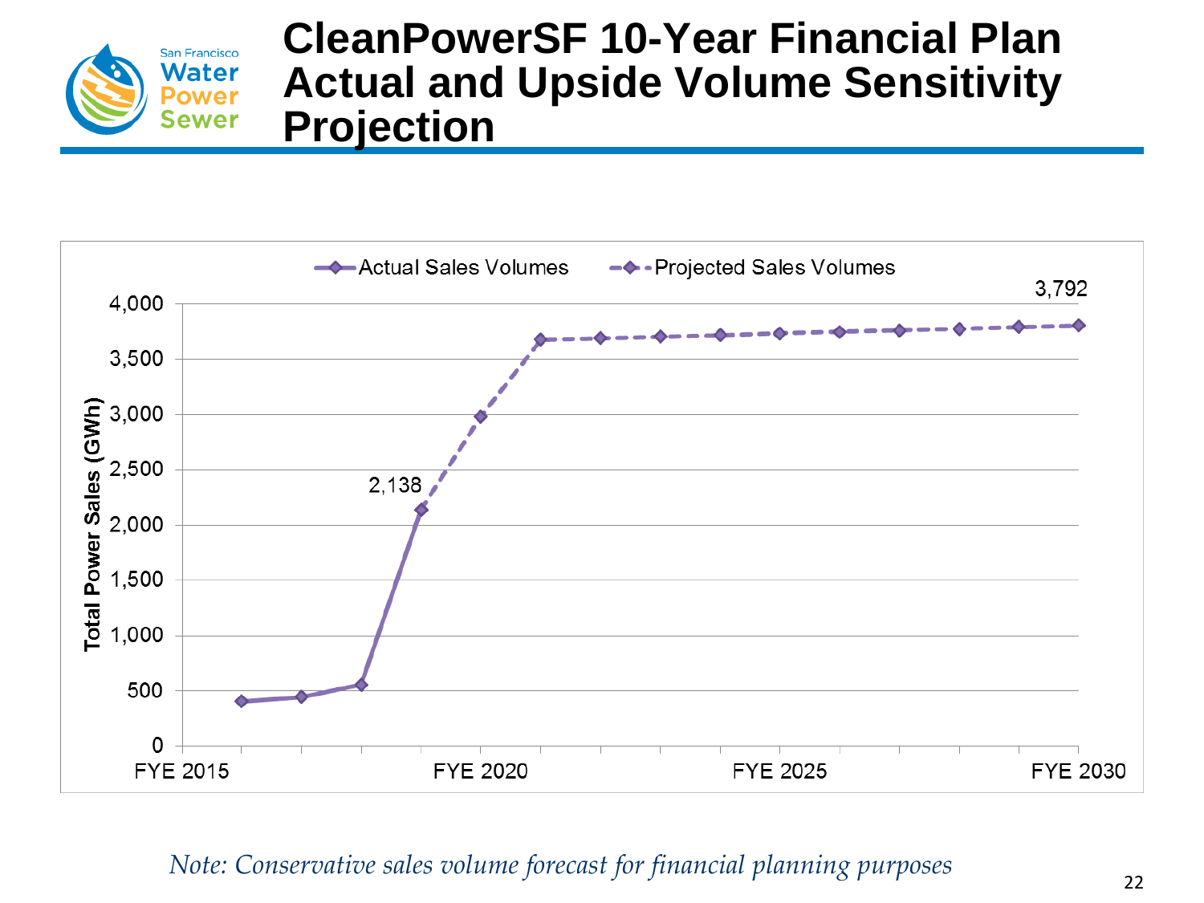# CleanPowerSF 10-Year Financial Plan Actual and Upside Volume Sensitivity Projection

Actual Sales Volumes — Projected Sales Volumes

Total Power Sales (GWh)

4,000
3,500
3,000
2,500
2,000
1,500
1,000
500
0

2,138

3,792

FYE 2015 FYE 2020 FYE 2025 FYE 2030

*Note: Conservative sales volume forecast for financial planning purposes*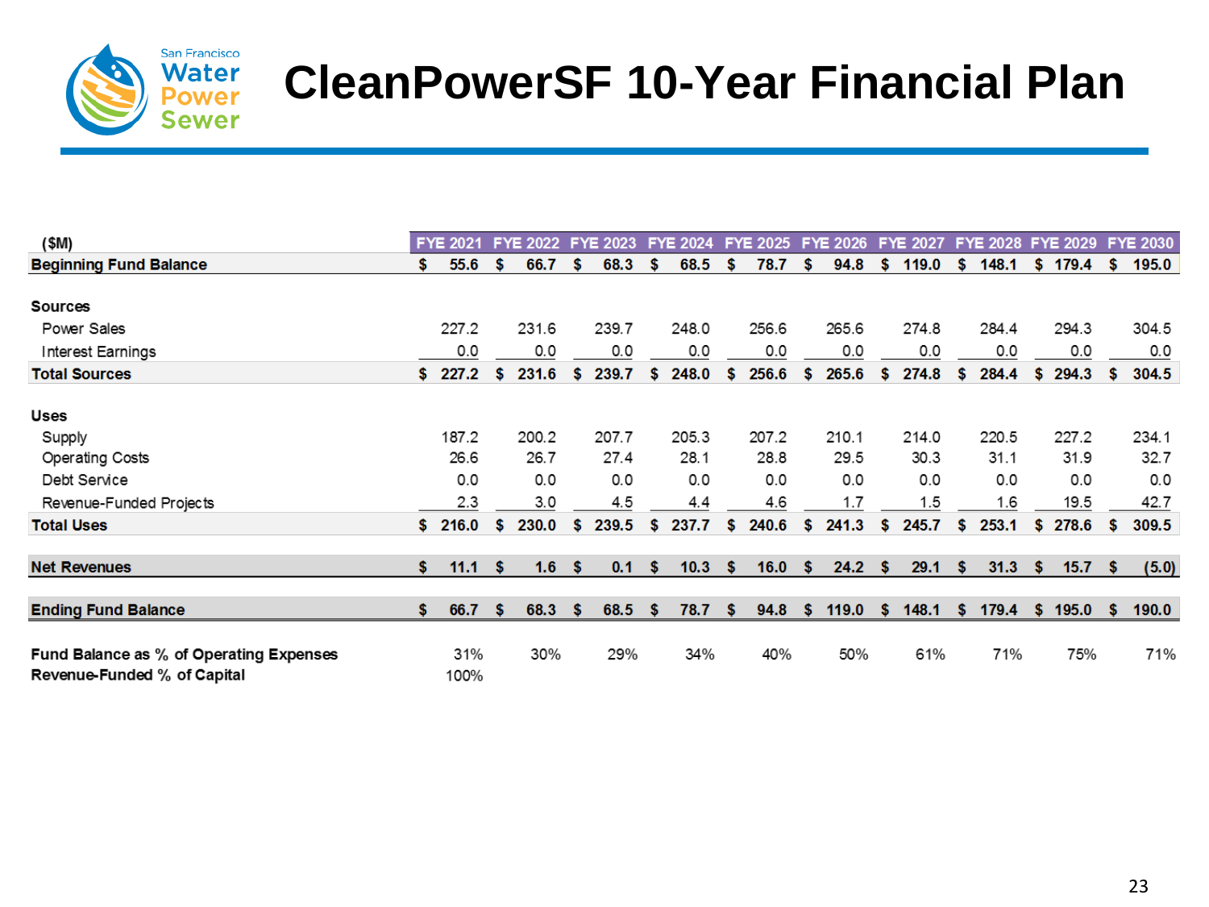# CleanPowerSF 10-Year Financial Plan

| ($M) | FYE 2021 | FYE 2022 | FYE 2023 | FYE 2024 | FYE 2025 | FYE 2026 | FYE 2027 | FYE 2028 | FYE 2029 | FYE 2030 |
|---|---|---|---|---|---|---|---|---|---|---|
| **Beginning Fund Balance** | **$ 55.6** | **$ 66.7** | **$ 68.3** | **$ 68.5** | **$ 78.7** | **$ 94.8** | **$ 119.0** | **$ 148.1** | **$ 179.4** | **$ 195.0** |
| | | | | | | | | | | |
| **Sources** | | | | | | | | | | |
| Power Sales | 227.2 | 231.6 | 239.7 | 248.0 | 256.6 | 265.6 | 274.8 | 284.4 | 294.3 | 304.5 |
| Interest Earnings | 0.0 | 0.0 | 0.0 | 0.0 | 0.0 | 0.0 | 0.0 | 0.0 | 0.0 | 0.0 |
| **Total Sources** | **$ 227.2** | **$ 231.6** | **$ 239.7** | **$ 248.0** | **$ 256.6** | **$ 265.6** | **$ 274.8** | **$ 284.4** | **$ 294.3** | **$ 304.5** |
| | | | | | | | | | | |
| **Uses** | | | | | | | | | | |
| Supply | 187.2 | 200.2 | 207.7 | 205.3 | 207.2 | 210.1 | 214.0 | 220.5 | 227.2 | 234.1 |
| Operating Costs | 26.6 | 26.7 | 27.4 | 28.1 | 28.8 | 29.5 | 30.3 | 31.1 | 31.9 | 32.7 |
| Debt Service | 0.0 | 0.0 | 0.0 | 0.0 | 0.0 | 0.0 | 0.0 | 0.0 | 0.0 | 0.0 |
| Revenue-Funded Projects | 2.3 | 3.0 | 4.5 | 4.4 | 4.6 | 1.7 | 1.5 | 1.6 | 19.5 | 42.7 |
| **Total Uses** | **$ 216.0** | **$ 230.0** | **$ 239.5** | **$ 237.7** | **$ 240.6** | **$ 241.3** | **$ 245.7** | **$ 253.1** | **$ 278.6** | **$ 309.5** |
| | | | | | | | | | | |
| **Net Revenues** | **$ 11.1** | **$ 1.6** | **$ 0.1** | **$ 10.3** | **$ 16.0** | **$ 24.2** | **$ 29.1** | **$ 31.3** | **$ 15.7** | **$ (5.0)** |
| | | | | | | | | | | |
| **Ending Fund Balance** | **$ 66.7** | **$ 68.3** | **$ 68.5** | **$ 78.7** | **$ 94.8** | **$ 119.0** | **$ 148.1** | **$ 179.4** | **$ 195.0** | **$ 190.0** |
| | | | | | | | | | | |
| **Fund Balance as % of Operating Expenses** | 31% | 30% | 29% | 34% | 40% | 50% | 61% | 71% | 75% | 71% |
| **Revenue-Funded % of Capital** | 100% | | | | | | | | | |